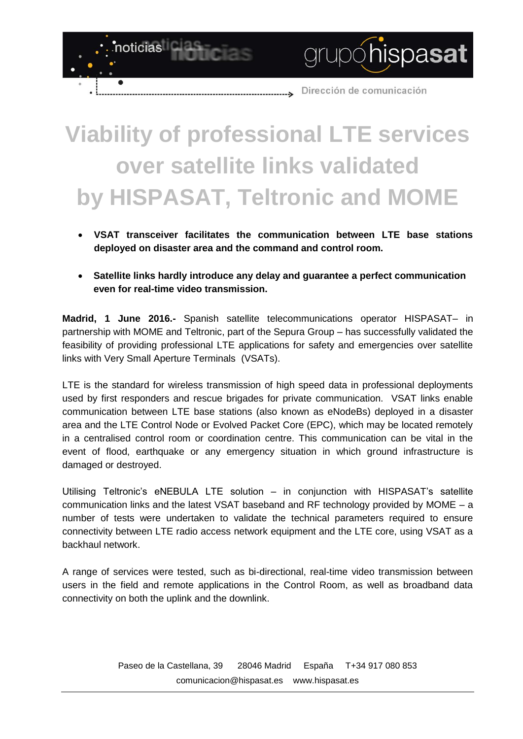# Viability of professional LTE services over satellite links validated by HISPASAT, Teltronic and MOME

- **VSAT transceiver facilitates the communication between LTE base stations deployed on disaster area and the command and control room.**
- **Satellite links hardly introduce any delay and guarantee a perfect communication even for real-time video transmission.**

**Madrid, 1 June 2016.-** Spanish satellite telecommunications operator HISPASAT– in partnership with MOME and Teltronic, part of the Sepura Group – has successfully validated the feasibility of providing professional LTE applications for safety and emergencies over satellite links with Very Small Aperture Terminals (VSATs).

LTE is the standard for wireless transmission of high speed data in professional deployments used by first responders and rescue brigades for private communication. VSAT links enable communication between LTE base stations (also known as eNodeBs) deployed in a disaster area and the LTE Control Node or Evolved Packet Core (EPC), which may be located remotely in a centralised control room or coordination centre. This communication can be vital in the event of flood, earthquake or any emergency situation in which ground infrastructure is damaged or destroyed.

Utilising Teltronic's eNEBULA LTE solution – in conjunction with HISPASAT's satellite communication links and the latest VSAT baseband and RF technology provided by MOME – a number of tests were undertaken to validate the technical parameters required to ensure connectivity between LTE radio access network equipment and the LTE core, using VSAT as a backhaul network.

A range of services were tested, such as bi-directional, real-time video transmission between users in the field and remote applications in the Control Room, as well as broadband data connectivity on both the uplink and the downlink.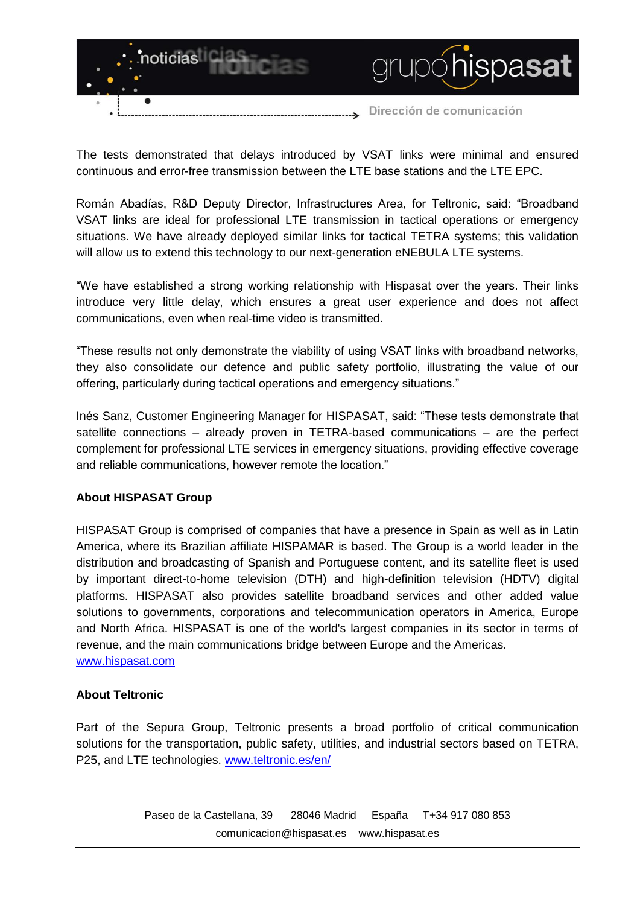The tests demonstrated that delays introduced by VSAT links were minimal and ensured continuous and error-free transmission between the LTE base stations and the LTE EPC.

Román Abadías, R&D Deputy Director, Infrastructures Area, for Teltronic, said: “Broadband VSAT links are ideal for professional LTE transmission in tactical operations or emergency situations. We have already deployed similar links for tactical TETRA systems; this validation will allow us to extend this technology to our next-generation eNEBULA LTE systems.

“We have established a strong working relationship with Hispasat over the years. Their links introduce very little delay, which ensures a great user experience and does not affect communications, even when real-time video is transmitted.

“These results not only demonstrate the viability of using VSAT links with broadband networks, they also consolidate our defence and public safety portfolio, illustrating the value of our offering, particularly during tactical operations and emergency situations.”

Inés Sanz, Customer Engineering Manager for HISPASAT, said: “These tests demonstrate that satellite connections – already proven in TETRA-based communications – are the perfect complement for professional LTE services in emergency situations, providing effective coverage and reliable communications, however remote the location.”

**About HISPASAT Group**

HISPASAT Group is comprised of companies that have a presence in Spain as well as in Latin America, where its Brazilian affiliate HISPAMAR is based. The Group is a world leader in the distribution and broadcasting of Spanish and Portuguese content, and its satellite fleet is used by important direct-to-home television (DTH) and high-definition television (HDTV) digital platforms. HISPASAT also provides satellite broadband services and other added value solutions to governments, corporations and telecommunication operators in America, Europe and North Africa. HISPASAT is one of the world's largest companies in its sector in terms of revenue, and the main communications bridge between Europe and the Americas. [www.hispasat.com](http://www.hispasat.com)

**About Teltronic**

Part of the Sepura Group, Teltronic presents a broad portfolio of critical communication solutions for the transportation, public safety, utilities, and industrial sectors based on TETRA, P25, and LTE technologies. [www.teltronic.es/en/](http://www.teltronic.es/en/)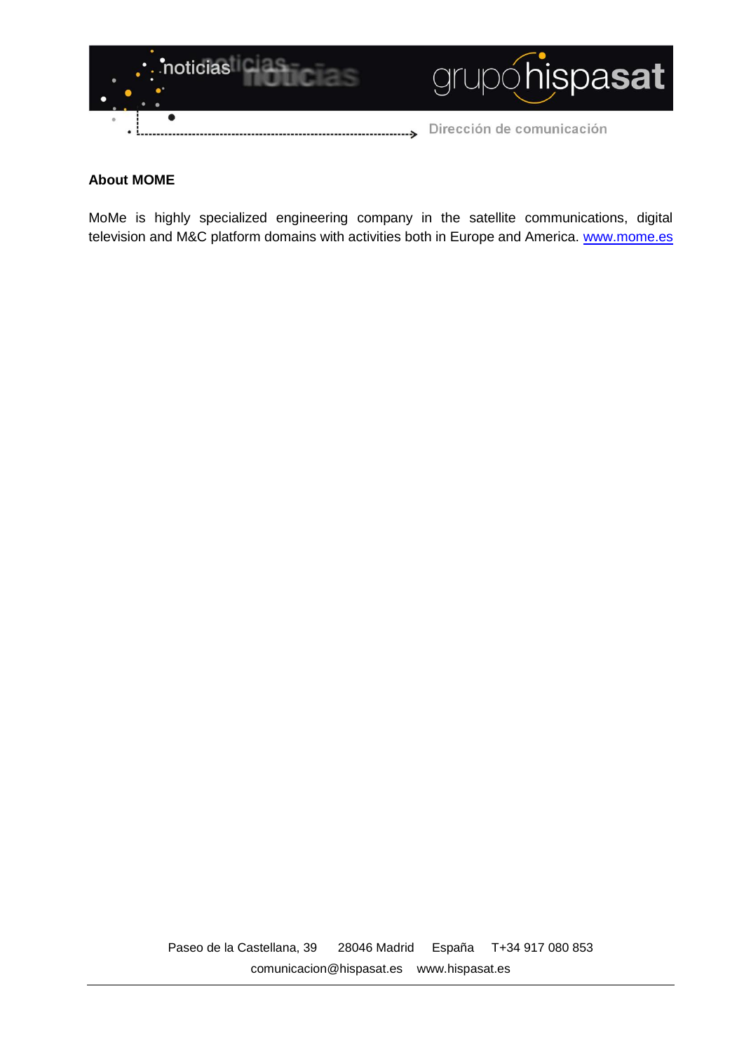**About MOME**

MoMe is highly specialized engineering company in the satellite communications, digital television and M&C platform domains with activities both in Europe and America. www.mome.es